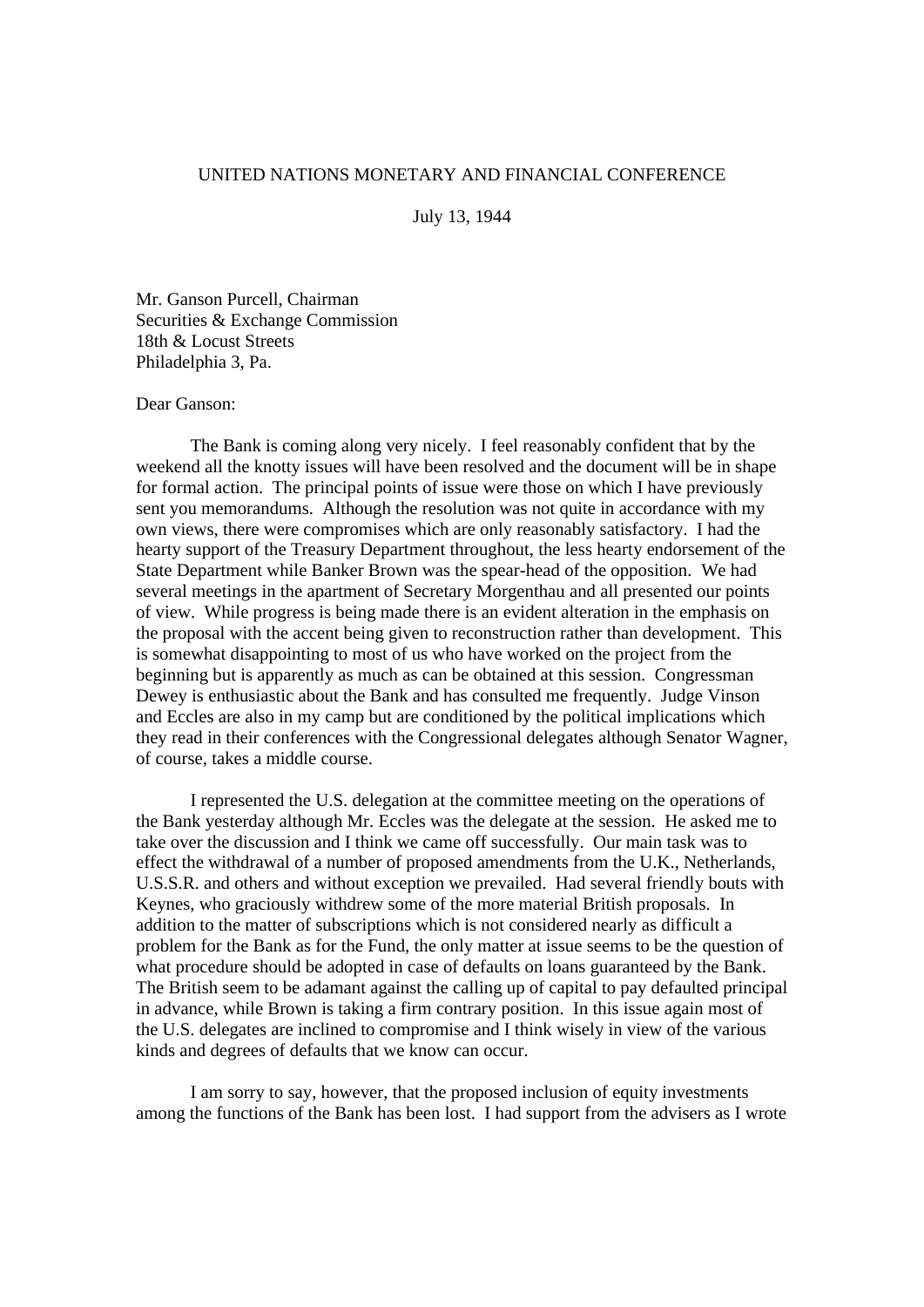UNITED NATIONS MONETARY AND FINANCIAL CONFERENCE

July 13, 1944

Mr. Ganson Purcell, Chairman
Securities & Exchange Commission
18th & Locust Streets
Philadelphia 3, Pa.

Dear Ganson:

The Bank is coming along very nicely. I feel reasonably confident that by the weekend all the knotty issues will have been resolved and the document will be in shape for formal action. The principal points of issue were those on which I have previously sent you memorandums. Although the resolution was not quite in accordance with my own views, there were compromises which are only reasonably satisfactory. I had the hearty support of the Treasury Department throughout, the less hearty endorsement of the State Department while Banker Brown was the spear-head of the opposition. We had several meetings in the apartment of Secretary Morgenthau and all presented our points of view. While progress is being made there is an evident alteration in the emphasis on the proposal with the accent being given to reconstruction rather than development. This is somewhat disappointing to most of us who have worked on the project from the beginning but is apparently as much as can be obtained at this session. Congressman Dewey is enthusiastic about the Bank and has consulted me frequently. Judge Vinson and Eccles are also in my camp but are conditioned by the political implications which they read in their conferences with the Congressional delegates although Senator Wagner, of course, takes a middle course.

I represented the U.S. delegation at the committee meeting on the operations of the Bank yesterday although Mr. Eccles was the delegate at the session. He asked me to take over the discussion and I think we came off successfully. Our main task was to effect the withdrawal of a number of proposed amendments from the U.K., Netherlands, U.S.S.R. and others and without exception we prevailed. Had several friendly bouts with Keynes, who graciously withdrew some of the more material British proposals. In addition to the matter of subscriptions which is not considered nearly as difficult a problem for the Bank as for the Fund, the only matter at issue seems to be the question of what procedure should be adopted in case of defaults on loans guaranteed by the Bank. The British seem to be adamant against the calling up of capital to pay defaulted principal in advance, while Brown is taking a firm contrary position. In this issue again most of the U.S. delegates are inclined to compromise and I think wisely in view of the various kinds and degrees of defaults that we know can occur.

I am sorry to say, however, that the proposed inclusion of equity investments among the functions of the Bank has been lost. I had support from the advisers as I wrote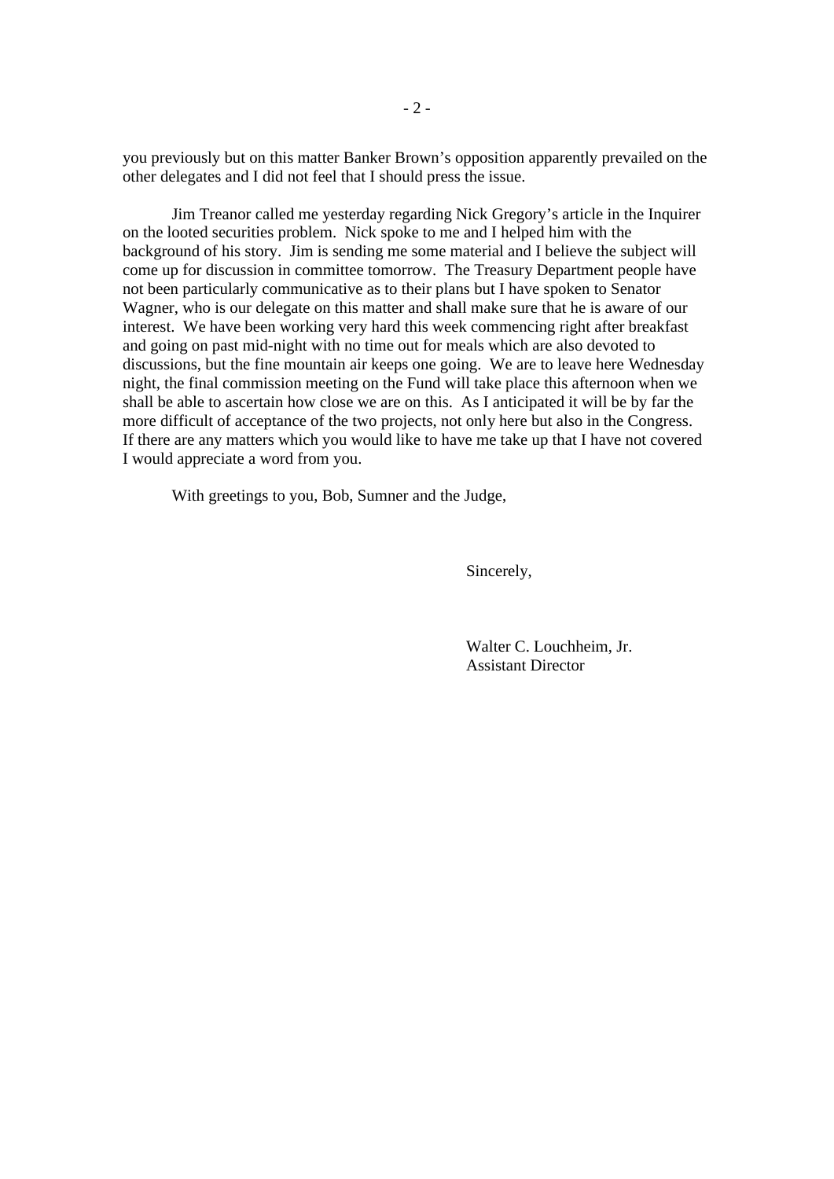you previously but on this matter Banker Brown's opposition apparently prevailed on the other delegates and I did not feel that I should press the issue.

Jim Treanor called me yesterday regarding Nick Gregory's article in the Inquirer on the looted securities problem. Nick spoke to me and I helped him with the background of his story. Jim is sending me some material and I believe the subject will come up for discussion in committee tomorrow. The Treasury Department people have not been particularly communicative as to their plans but I have spoken to Senator Wagner, who is our delegate on this matter and shall make sure that he is aware of our interest. We have been working very hard this week commencing right after breakfast and going on past mid-night with no time out for meals which are also devoted to discussions, but the fine mountain air keeps one going. We are to leave here Wednesday night, the final commission meeting on the Fund will take place this afternoon when we shall be able to ascertain how close we are on this. As I anticipated it will be by far the more difficult of acceptance of the two projects, not only here but also in the Congress. If there are any matters which you would like to have me take up that I have not covered I would appreciate a word from you.

With greetings to you, Bob, Sumner and the Judge,

Sincerely,

Walter C. Louchheim, Jr.
Assistant Director